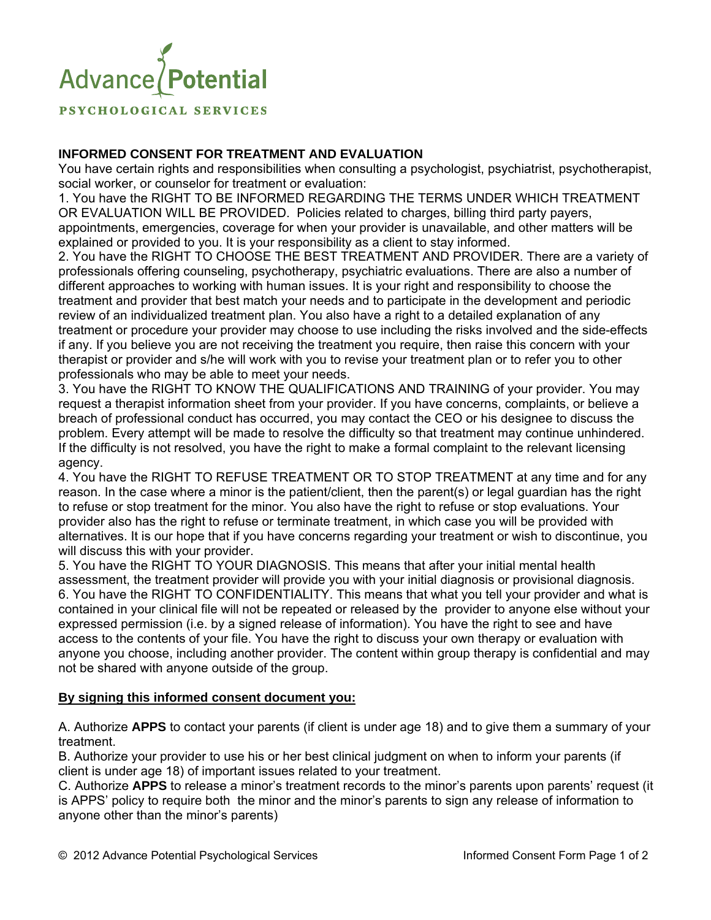Advance Potential

PSYCHOLOGICAL SERVICES

## INFORMED CONSENT FOR TREATMENT AND EVALUATION

You have certain rights and responsibilities when consulting a psychologist, psychiatrist, psychotherapist, social worker, or counselor for treatment or evaluation:

1. You have the RIGHT TO BE INFORMED REGARDING THE TERMS UNDER WHICH TREATMENT OR EVALUATION WILL BE PROVIDED. Policies related to charges, billing third party payers, appointments, emergencies, coverage for when your provider is unavailable, and other matters will be explained or provided to you. It is your responsibility as a client to stay informed.
2. You have the RIGHT TO CHOOSE THE BEST TREATMENT AND PROVIDER. There are a variety of professionals offering counseling, psychotherapy, psychiatric evaluations. There are also a number of different approaches to working with human issues. It is your right and responsibility to choose the treatment and provider that best match your needs and to participate in the development and periodic review of an individualized treatment plan. You also have a right to a detailed explanation of any treatment or procedure your provider may choose to use including the risks involved and the side-effects if any. If you believe you are not receiving the treatment you require, then raise this concern with your therapist or provider and s/he will work with you to revise your treatment plan or to refer you to other professionals who may be able to meet your needs.
3. You have the RIGHT TO KNOW THE QUALIFICATIONS AND TRAINING of your provider. You may request a therapist information sheet from your provider. If you have concerns, complaints, or believe a breach of professional conduct has occurred, you may contact the CEO or his designee to discuss the problem. Every attempt will be made to resolve the difficulty so that treatment may continue unhindered. If the difficulty is not resolved, you have the right to make a formal complaint to the relevant licensing agency.
4. You have the RIGHT TO REFUSE TREATMENT OR TO STOP TREATMENT at any time and for any reason. In the case where a minor is the patient/client, then the parent(s) or legal guardian has the right to refuse or stop treatment for the minor. You also have the right to refuse or stop evaluations. Your provider also has the right to refuse or terminate treatment, in which case you will be provided with alternatives. It is our hope that if you have concerns regarding your treatment or wish to discontinue, you will discuss this with your provider.
5. You have the RIGHT TO YOUR DIAGNOSIS. This means that after your initial mental health assessment, the treatment provider will provide you with your initial diagnosis or provisional diagnosis.
6. You have the RIGHT TO CONFIDENTIALITY. This means that what you tell your provider and what is contained in your clinical file will not be repeated or released by the provider to anyone else without your expressed permission (i.e. by a signed release of information). You have the right to see and have access to the contents of your file. You have the right to discuss your own therapy or evaluation with anyone you choose, including another provider. The content within group therapy is confidential and may not be shared with anyone outside of the group.

**By signing this informed consent document you:**

A. Authorize **APPS** to contact your parents (if client is under age 18) and to give them a summary of your treatment.

B. Authorize your provider to use his or her best clinical judgment on when to inform your parents (if client is under age 18) of important issues related to your treatment.

C. Authorize **APPS** to release a minor's treatment records to the minor's parents upon parents' request (it is APPS' policy to require both the minor and the minor's parents to sign any release of information to anyone other than the minor's parents)

© 2012 Advance Potential Psychological Services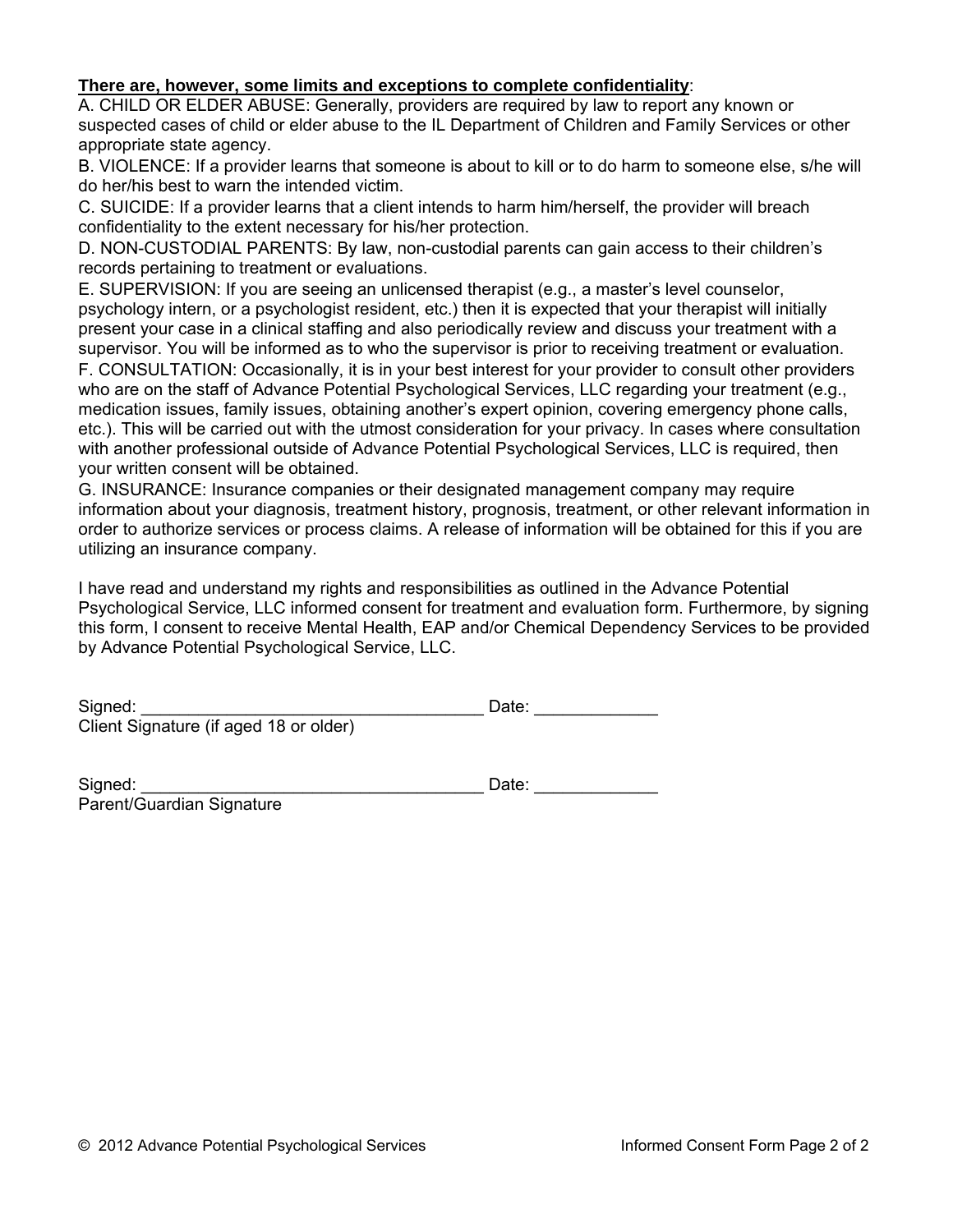**<u>There are, however, some limits and exceptions to complete confidentiality</u>**:

A. CHILD OR ELDER ABUSE: Generally, providers are required by law to report any known or suspected cases of child or elder abuse to the IL Department of Children and Family Services or other appropriate state agency.

B. VIOLENCE: If a provider learns that someone is about to kill or to do harm to someone else, s/he will do her/his best to warn the intended victim.

C. SUICIDE: If a provider learns that a client intends to harm him/herself, the provider will breach confidentiality to the extent necessary for his/her protection.

D. NON-CUSTODIAL PARENTS: By law, non-custodial parents can gain access to their children's records pertaining to treatment or evaluations.

E. SUPERVISION: If you are seeing an unlicensed therapist (e.g., a master's level counselor, psychology intern, or a psychologist resident, etc.) then it is expected that your therapist will initially present your case in a clinical staffing and also periodically review and discuss your treatment with a supervisor. You will be informed as to who the supervisor is prior to receiving treatment or evaluation.

F. CONSULTATION: Occasionally, it is in your best interest for your provider to consult other providers who are on the staff of Advance Potential Psychological Services, LLC regarding your treatment (e.g., medication issues, family issues, obtaining another's expert opinion, covering emergency phone calls, etc.). This will be carried out with the utmost consideration for your privacy. In cases where consultation with another professional outside of Advance Potential Psychological Services, LLC is required, then your written consent will be obtained.

G. INSURANCE: Insurance companies or their designated management company may require information about your diagnosis, treatment history, prognosis, treatment, or other relevant information in order to authorize services or process claims. A release of information will be obtained for this if you are utilizing an insurance company.

I have read and understand my rights and responsibilities as outlined in the Advance Potential Psychological Service, LLC informed consent for treatment and evaluation form. Furthermore, by signing this form, I consent to receive Mental Health, EAP and/or Chemical Dependency Services to be provided by Advance Potential Psychological Service, LLC.

Signed: ___________________________________ Date: ____________
Client Signature (if aged 18 or older)

Signed: ___________________________________ Date: ____________
Parent/Guardian Signature

© 2012 Advance Potential Psychological Services